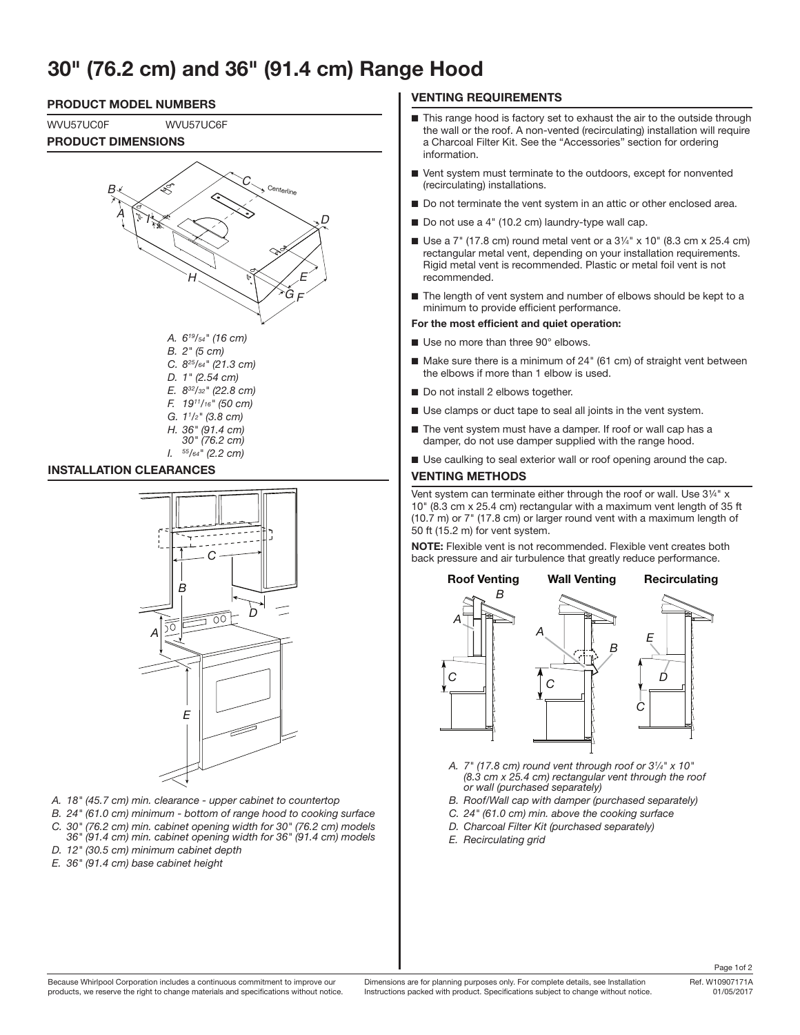# 30" (76.2 cm) and 36" (91.4 cm) Range Hood

## PRODUCT MODEL NUMBERS

WVU57UC0F WVU57UC6F

## PRODUCT DIMENSIONS

*A. 6 19/54" (16 cm)*
*B. 2" (5 cm)*
*C. 8 25/64" (21.3 cm)*
*D. 1" (2.54 cm)*
*E. 8 32/32" (22.8 cm)*
*F. 19 11/16" (50 cm)*
*G. 1 1/2" (3.8 cm)*
*H. 36" (91.4 cm)*
*30" (76.2 cm)*
*I. 55/64" (2.2 cm)*

## INSTALLATION CLEARANCES

*A. 18" (45.7 cm) min. clearance - upper cabinet to countertop*
*B. 24" (61.0 cm) minimum - bottom of range hood to cooking surface*
*C. 30" (76.2 cm) min. cabinet opening width for 30" (76.2 cm) models*
*36" (91.4 cm) min. cabinet opening width for 36" (91.4 cm) models*
*D. 12" (30.5 cm) minimum cabinet depth*
*E. 36" (91.4 cm) base cabinet height*

## VENTING REQUIREMENTS

- This range hood is factory set to exhaust the air to the outside through the wall or the roof. A non-vented (recirculating) installation will require a Charcoal Filter Kit. See the "Accessories" section for ordering information.
- Vent system must terminate to the outdoors, except for nonvented (recirculating) installations.
- Do not terminate the vent system in an attic or other enclosed area.
- Do not use a 4" (10.2 cm) laundry-type wall cap.
- Use a 7" (17.8 cm) round metal vent or a 3¼" x 10" (8.3 cm x 25.4 cm) rectangular metal vent, depending on your installation requirements. Rigid metal vent is recommended. Plastic or metal foil vent is not recommended.
- The length of vent system and number of elbows should be kept to a minimum to provide efficient performance.

**For the most efficient and quiet operation:**

- Use no more than three 90° elbows.
- Make sure there is a minimum of 24" (61 cm) of straight vent between the elbows if more than 1 elbow is used.
- Do not install 2 elbows together.
- Use clamps or duct tape to seal all joints in the vent system.
- The vent system must have a damper. If roof or wall cap has a damper, do not use damper supplied with the range hood.
- Use caulking to seal exterior wall or roof opening around the cap.

## VENTING METHODS

Vent system can terminate either through the roof or wall. Use 3¼" x 10" (8.3 cm x 25.4 cm) rectangular with a maximum vent length of 35 ft (10.7 m) or 7" (17.8 cm) or larger round vent with a maximum length of 50 ft (15.2 m) for vent system.

**NOTE:** Flexible vent is not recommended. Flexible vent creates both back pressure and air turbulence that greatly reduce performance.

**Roof Venting** **Wall Venting** **Recirculating**

*A. 7" (17.8 cm) round vent through roof or 3¼" x 10" (8.3 cm x 25.4 cm) rectangular vent through the roof or wall (purchased separately)*
*B. Roof/Wall cap with damper (purchased separately)*
*C. 24" (61.0 cm) min. above the cooking surface*
*D. Charcoal Filter Kit (purchased separately)*
*E. Recirculating grid*

Because Whirlpool Corporation includes a continuous commitment to improve our products, we reserve the right to change materials and specifications without notice.

Dimensions are for planning purposes only. For complete details, see Installation Instructions packed with product. Specifications subject to change without notice.

Ref. W10907171A
01/05/2017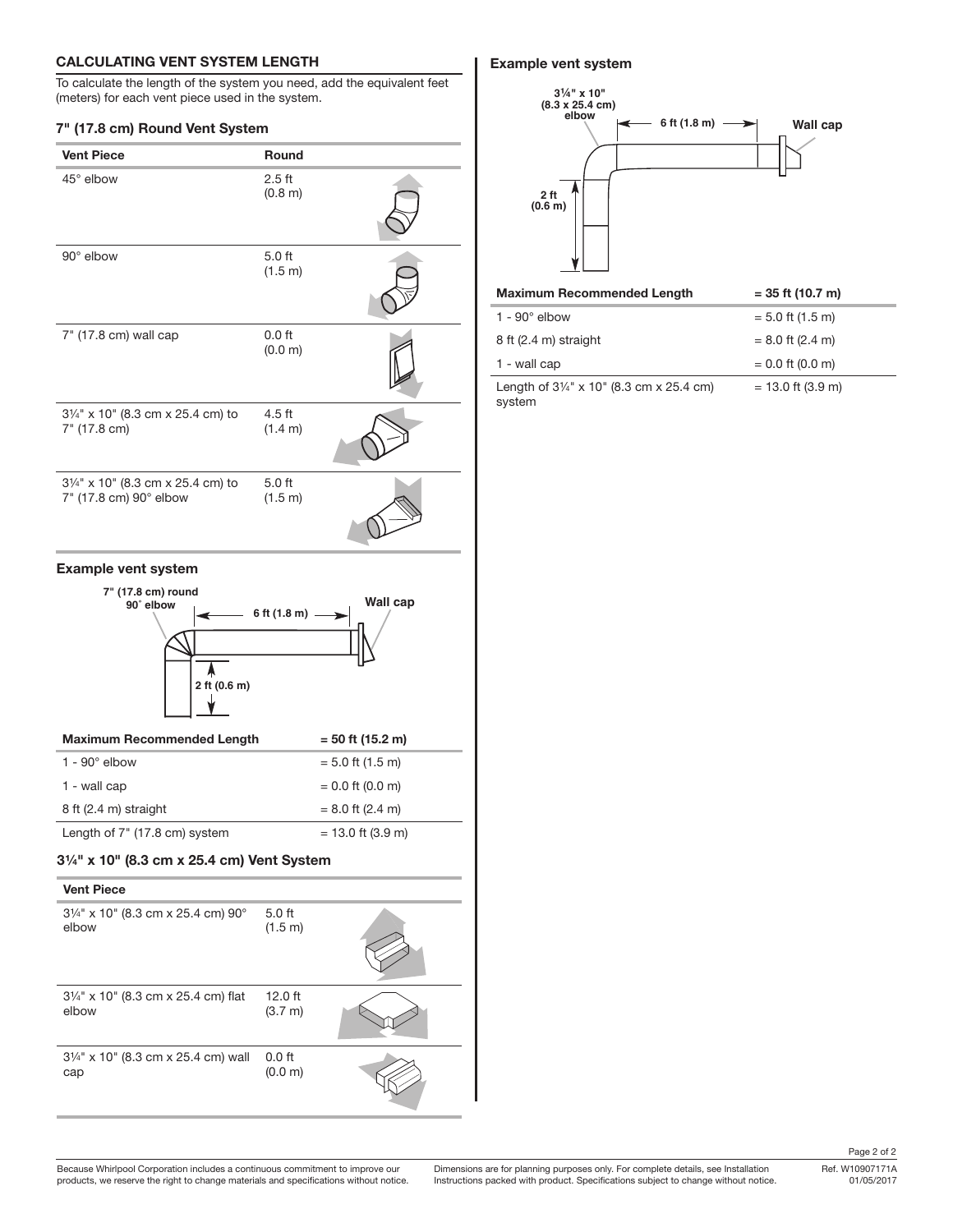## CALCULATING VENT SYSTEM LENGTH

To calculate the length of the system you need, add the equivalent feet (meters) for each vent piece used in the system.

### 7" (17.8 cm) Round Vent System

| Vent Piece | Round |
|---|---|
| 45° elbow | 2.5 ft (0.8 m) |
| 90° elbow | 5.0 ft (1.5 m) |
| 7" (17.8 cm) wall cap | 0.0 ft (0.0 m) |
| 3¼" x 10" (8.3 cm x 25.4 cm) to 7" (17.8 cm) | 4.5 ft (1.4 m) |
| 3¼" x 10" (8.3 cm x 25.4 cm) to 7" (17.8 cm) 90° elbow | 5.0 ft (1.5 m) |

### Example vent system

7" (17.8 cm) round 90˚ elbow

6 ft (1.8 m)

Wall cap

2 ft (0.6 m)

| Maximum Recommended Length | = 50 ft (15.2 m) |
|---|---|
| 1 - 90° elbow | = 5.0 ft (1.5 m) |
| 1 - wall cap | = 0.0 ft (0.0 m) |
| 8 ft (2.4 m) straight | = 8.0 ft (2.4 m) |
| Length of 7" (17.8 cm) system | = 13.0 ft (3.9 m) |

### 3¼" x 10" (8.3 cm x 25.4 cm) Vent System

| Vent Piece | |
|---|---|
| 3¼" x 10" (8.3 cm x 25.4 cm) 90° elbow | 5.0 ft (1.5 m) |
| 3¼" x 10" (8.3 cm x 25.4 cm) flat elbow | 12.0 ft (3.7 m) |
| 3¼" x 10" (8.3 cm x 25.4 cm) wall cap | 0.0 ft (0.0 m) |

### Example vent system

3¼" x 10" (8.3 x 25.4 cm) elbow

6 ft (1.8 m)

Wall cap

2 ft (0.6 m)

| Maximum Recommended Length | = 35 ft (10.7 m) |
|---|---|
| 1 - 90° elbow | = 5.0 ft (1.5 m) |
| 8 ft (2.4 m) straight | = 8.0 ft (2.4 m) |
| 1 - wall cap | = 0.0 ft (0.0 m) |
| Length of 3¼" x 10" (8.3 cm x 25.4 cm) system | = 13.0 ft (3.9 m) |

Because Whirlpool Corporation includes a continuous commitment to improve our products, we reserve the right to change materials and specifications without notice.

Dimensions are for planning purposes only. For complete details, see Installation Instructions packed with product. Specifications subject to change without notice.

Ref. W10907171A 01/05/2017